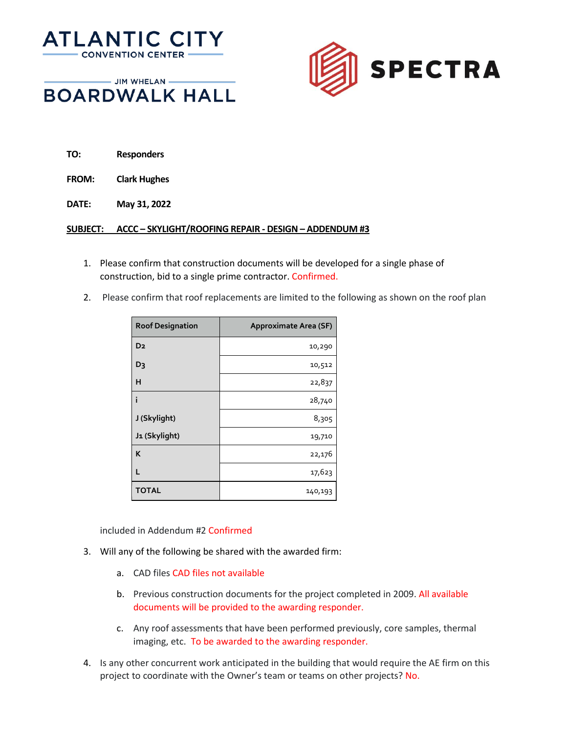ATLANTIC CITY CONVENTION CENTER

JIM WHELAN BOARDWALK HALL

SPECTRA

**TO:** **Responders**

**FROM:** **Clark Hughes**

**DATE:** **May 31, 2022**

**SUBJECT: ACCC – SKYLIGHT/ROOFING REPAIR - DESIGN – ADDENDUM #3**

1. Please confirm that construction documents will be developed for a single phase of construction, bid to a single prime contractor. Confirmed.

2. Please confirm that roof replacements are limited to the following as shown on the roof plan

| Roof Designation | Approximate Area (SF) |
|---|---|
| D2 | 10,290 |
| D3 | 10,512 |
| H | 22,837 |
| i | 28,740 |
| J (Skylight) | 8,305 |
| J1 (Skylight) | 19,710 |
| K | 22,176 |
| L | 17,623 |
| TOTAL | 140,193 |

   included in Addendum #2 Confirmed

3. Will any of the following be shared with the awarded firm:

   a. CAD files CAD files not available

   b. Previous construction documents for the project completed in 2009. All available documents will be provided to the awarding responder.

   c. Any roof assessments that have been performed previously, core samples, thermal imaging, etc. To be awarded to the awarding responder.

4. Is any other concurrent work anticipated in the building that would require the AE firm on this project to coordinate with the Owner's team or teams on other projects? No.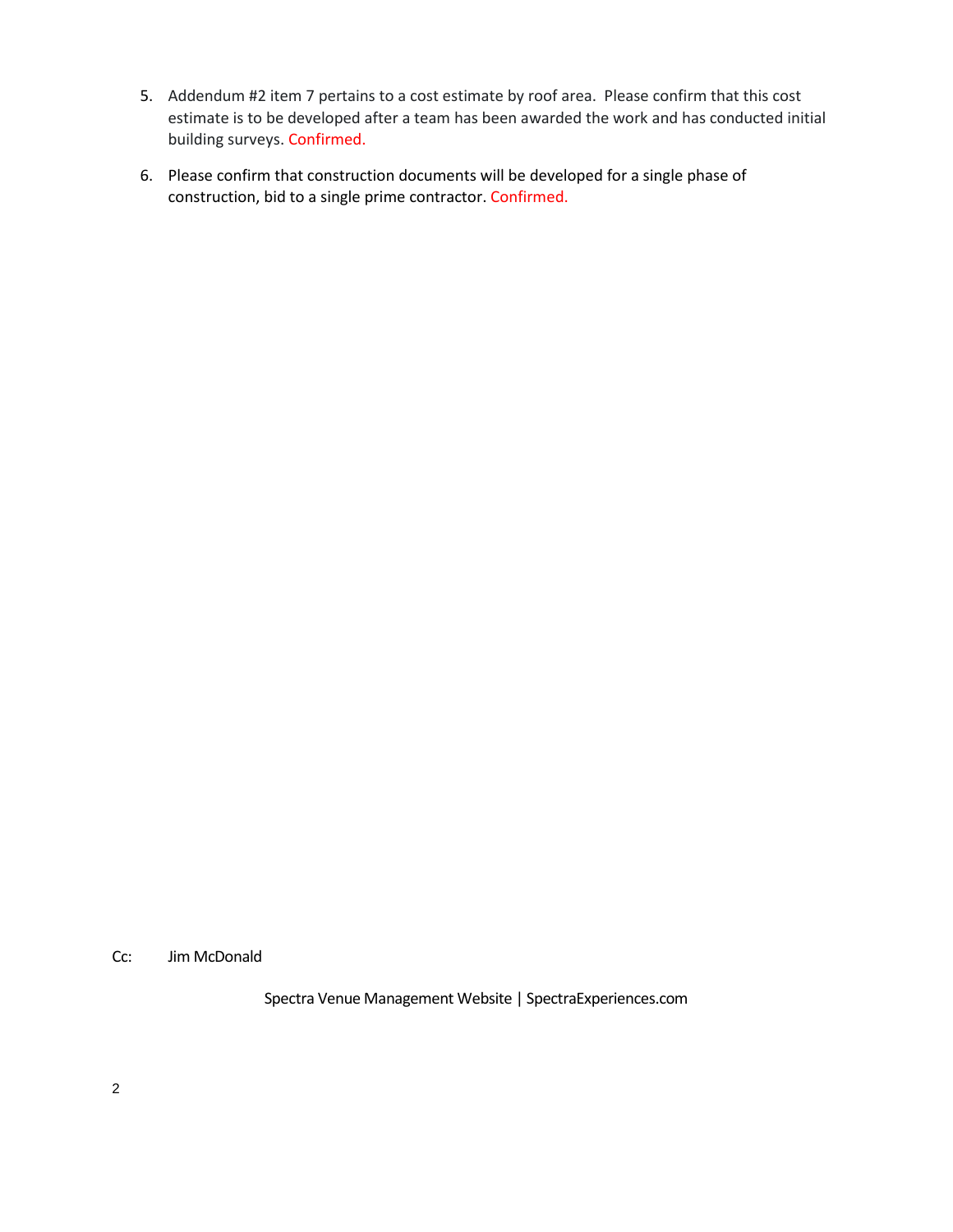5. Addendum #2 item 7 pertains to a cost estimate by roof area. Please confirm that this cost estimate is to be developed after a team has been awarded the work and has conducted initial building surveys. Confirmed.

6. Please confirm that construction documents will be developed for a single phase of construction, bid to a single prime contractor. Confirmed.

Cc: Jim McDonald

Spectra Venue Management Website | SpectraExperiences.com